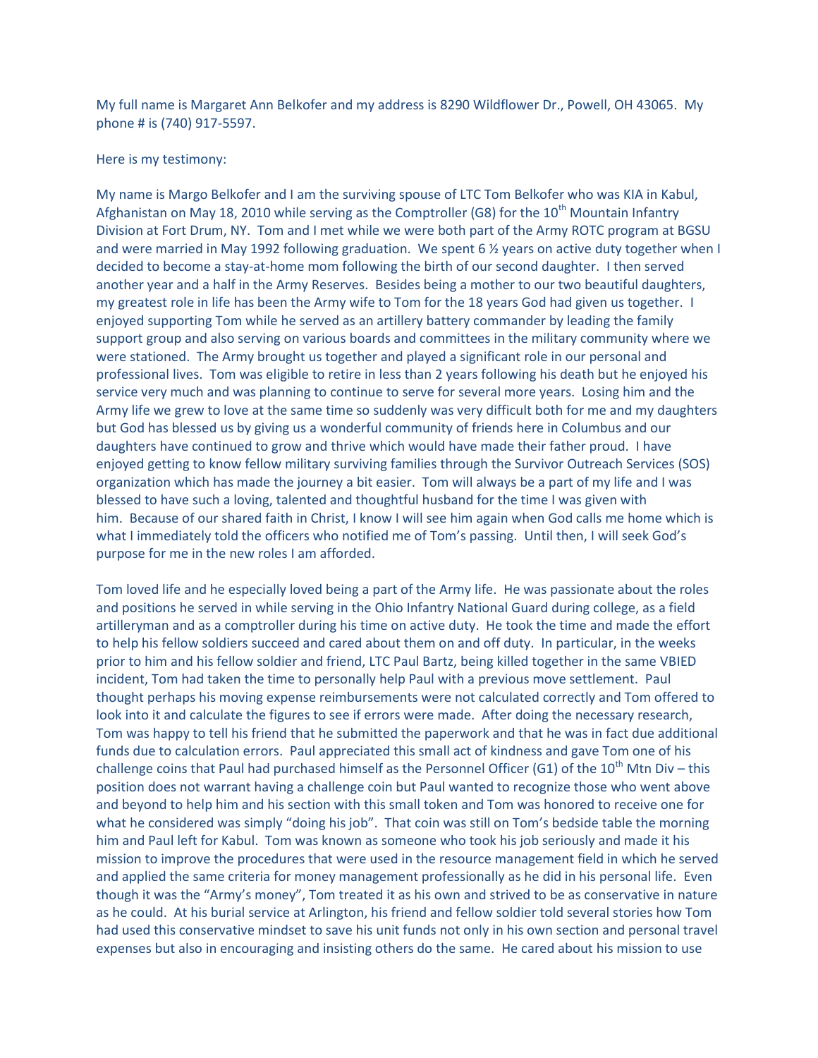My full name is Margaret Ann Belkofer and my address is 8290 Wildflower Dr., Powell, OH 43065. My phone # is (740) 917-5597.

Here is my testimony:

My name is Margo Belkofer and I am the surviving spouse of LTC Tom Belkofer who was KIA in Kabul, Afghanistan on May 18, 2010 while serving as the Comptroller (G8) for the 10th Mountain Infantry Division at Fort Drum, NY. Tom and I met while we were both part of the Army ROTC program at BGSU and were married in May 1992 following graduation. We spent 6 ½ years on active duty together when I decided to become a stay-at-home mom following the birth of our second daughter. I then served another year and a half in the Army Reserves. Besides being a mother to our two beautiful daughters, my greatest role in life has been the Army wife to Tom for the 18 years God had given us together. I enjoyed supporting Tom while he served as an artillery battery commander by leading the family support group and also serving on various boards and committees in the military community where we were stationed. The Army brought us together and played a significant role in our personal and professional lives. Tom was eligible to retire in less than 2 years following his death but he enjoyed his service very much and was planning to continue to serve for several more years. Losing him and the Army life we grew to love at the same time so suddenly was very difficult both for me and my daughters but God has blessed us by giving us a wonderful community of friends here in Columbus and our daughters have continued to grow and thrive which would have made their father proud. I have enjoyed getting to know fellow military surviving families through the Survivor Outreach Services (SOS) organization which has made the journey a bit easier. Tom will always be a part of my life and I was blessed to have such a loving, talented and thoughtful husband for the time I was given with him. Because of our shared faith in Christ, I know I will see him again when God calls me home which is what I immediately told the officers who notified me of Tom's passing. Until then, I will seek God's purpose for me in the new roles I am afforded.

Tom loved life and he especially loved being a part of the Army life. He was passionate about the roles and positions he served in while serving in the Ohio Infantry National Guard during college, as a field artilleryman and as a comptroller during his time on active duty. He took the time and made the effort to help his fellow soldiers succeed and cared about them on and off duty. In particular, in the weeks prior to him and his fellow soldier and friend, LTC Paul Bartz, being killed together in the same VBIED incident, Tom had taken the time to personally help Paul with a previous move settlement. Paul thought perhaps his moving expense reimbursements were not calculated correctly and Tom offered to look into it and calculate the figures to see if errors were made. After doing the necessary research, Tom was happy to tell his friend that he submitted the paperwork and that he was in fact due additional funds due to calculation errors. Paul appreciated this small act of kindness and gave Tom one of his challenge coins that Paul had purchased himself as the Personnel Officer (G1) of the 10th Mtn Div – this position does not warrant having a challenge coin but Paul wanted to recognize those who went above and beyond to help him and his section with this small token and Tom was honored to receive one for what he considered was simply "doing his job". That coin was still on Tom's bedside table the morning him and Paul left for Kabul. Tom was known as someone who took his job seriously and made it his mission to improve the procedures that were used in the resource management field in which he served and applied the same criteria for money management professionally as he did in his personal life. Even though it was the "Army's money", Tom treated it as his own and strived to be as conservative in nature as he could. At his burial service at Arlington, his friend and fellow soldier told several stories how Tom had used this conservative mindset to save his unit funds not only in his own section and personal travel expenses but also in encouraging and insisting others do the same. He cared about his mission to use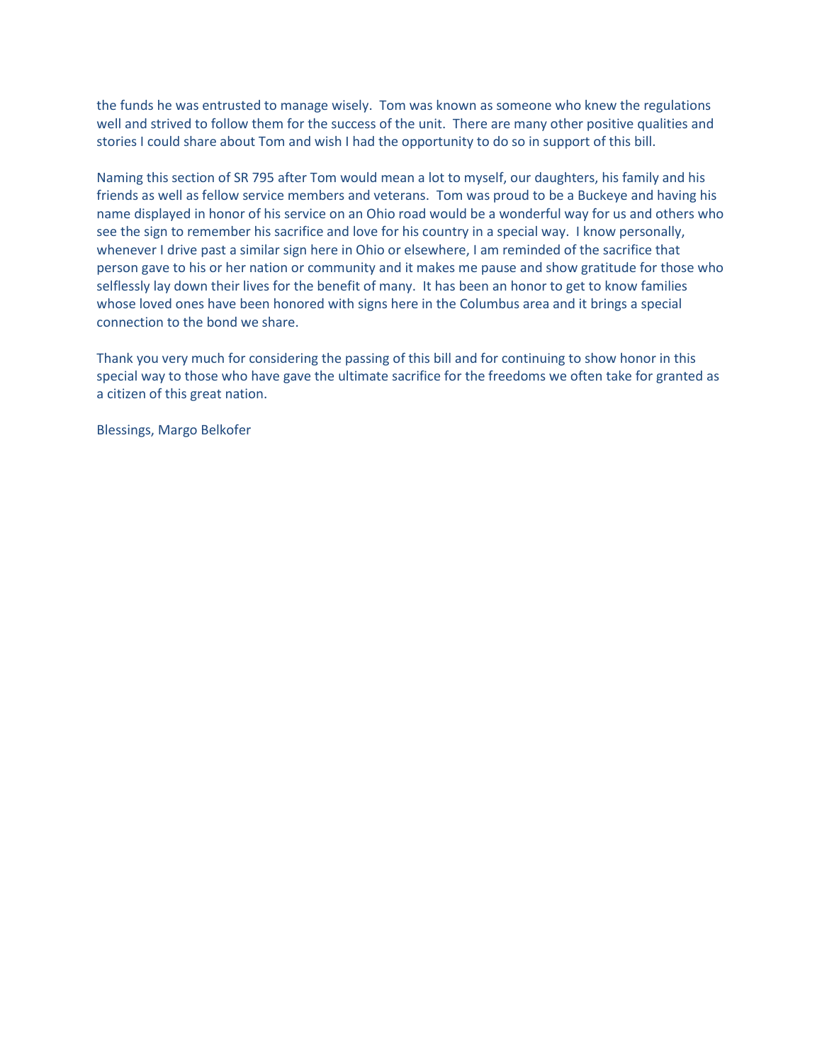the funds he was entrusted to manage wisely. Tom was known as someone who knew the regulations well and strived to follow them for the success of the unit. There are many other positive qualities and stories I could share about Tom and wish I had the opportunity to do so in support of this bill.

Naming this section of SR 795 after Tom would mean a lot to myself, our daughters, his family and his friends as well as fellow service members and veterans. Tom was proud to be a Buckeye and having his name displayed in honor of his service on an Ohio road would be a wonderful way for us and others who see the sign to remember his sacrifice and love for his country in a special way. I know personally, whenever I drive past a similar sign here in Ohio or elsewhere, I am reminded of the sacrifice that person gave to his or her nation or community and it makes me pause and show gratitude for those who selflessly lay down their lives for the benefit of many. It has been an honor to get to know families whose loved ones have been honored with signs here in the Columbus area and it brings a special connection to the bond we share.

Thank you very much for considering the passing of this bill and for continuing to show honor in this special way to those who have gave the ultimate sacrifice for the freedoms we often take for granted as a citizen of this great nation.

Blessings, Margo Belkofer